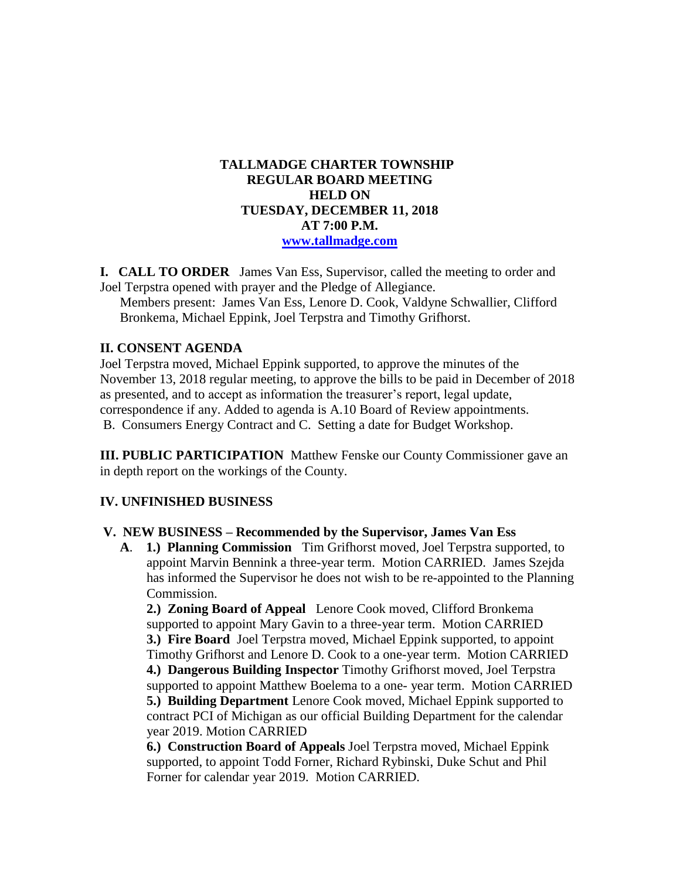# TALLMADGE CHARTER TOWNSHIP
# REGULAR BOARD MEETING
# HELD ON
# TUESDAY, DECEMBER 11, 2018
# AT 7:00 P.M.

**www.tallmadge.com**

**I. CALL TO ORDER** James Van Ess, Supervisor, called the meeting to order and Joel Terpstra opened with prayer and the Pledge of Allegiance.

Members present: James Van Ess, Lenore D. Cook, Valdyne Schwallier, Clifford Bronkema, Michael Eppink, Joel Terpstra and Timothy Grifhorst.

## II. CONSENT AGENDA

Joel Terpstra moved, Michael Eppink supported, to approve the minutes of the November 13, 2018 regular meeting, to approve the bills to be paid in December of 2018 as presented, and to accept as information the treasurer's report, legal update, correspondence if any. Added to agenda is A.10 Board of Review appointments. B. Consumers Energy Contract and C. Setting a date for Budget Workshop.

**III. PUBLIC PARTICIPATION** Matthew Fenske our County Commissioner gave an in depth report on the workings of the County.

## IV. UNFINISHED BUSINESS

## V. NEW BUSINESS – Recommended by the Supervisor, James Van Ess

**A**. **1.) Planning Commission** Tim Grifhorst moved, Joel Terpstra supported, to appoint Marvin Bennink a three-year term. Motion CARRIED. James Szejda has informed the Supervisor he does not wish to be re-appointed to the Planning Commission.

**2.) Zoning Board of Appeal** Lenore Cook moved, Clifford Bronkema supported to appoint Mary Gavin to a three-year term. Motion CARRIED

**3.) Fire Board** Joel Terpstra moved, Michael Eppink supported, to appoint Timothy Grifhorst and Lenore D. Cook to a one-year term. Motion CARRIED

**4.) Dangerous Building Inspector** Timothy Grifhorst moved, Joel Terpstra supported to appoint Matthew Boelema to a one- year term. Motion CARRIED

**5.) Building Department** Lenore Cook moved, Michael Eppink supported to contract PCI of Michigan as our official Building Department for the calendar year 2019. Motion CARRIED

**6.) Construction Board of Appeals** Joel Terpstra moved, Michael Eppink supported, to appoint Todd Forner, Richard Rybinski, Duke Schut and Phil Forner for calendar year 2019. Motion CARRIED.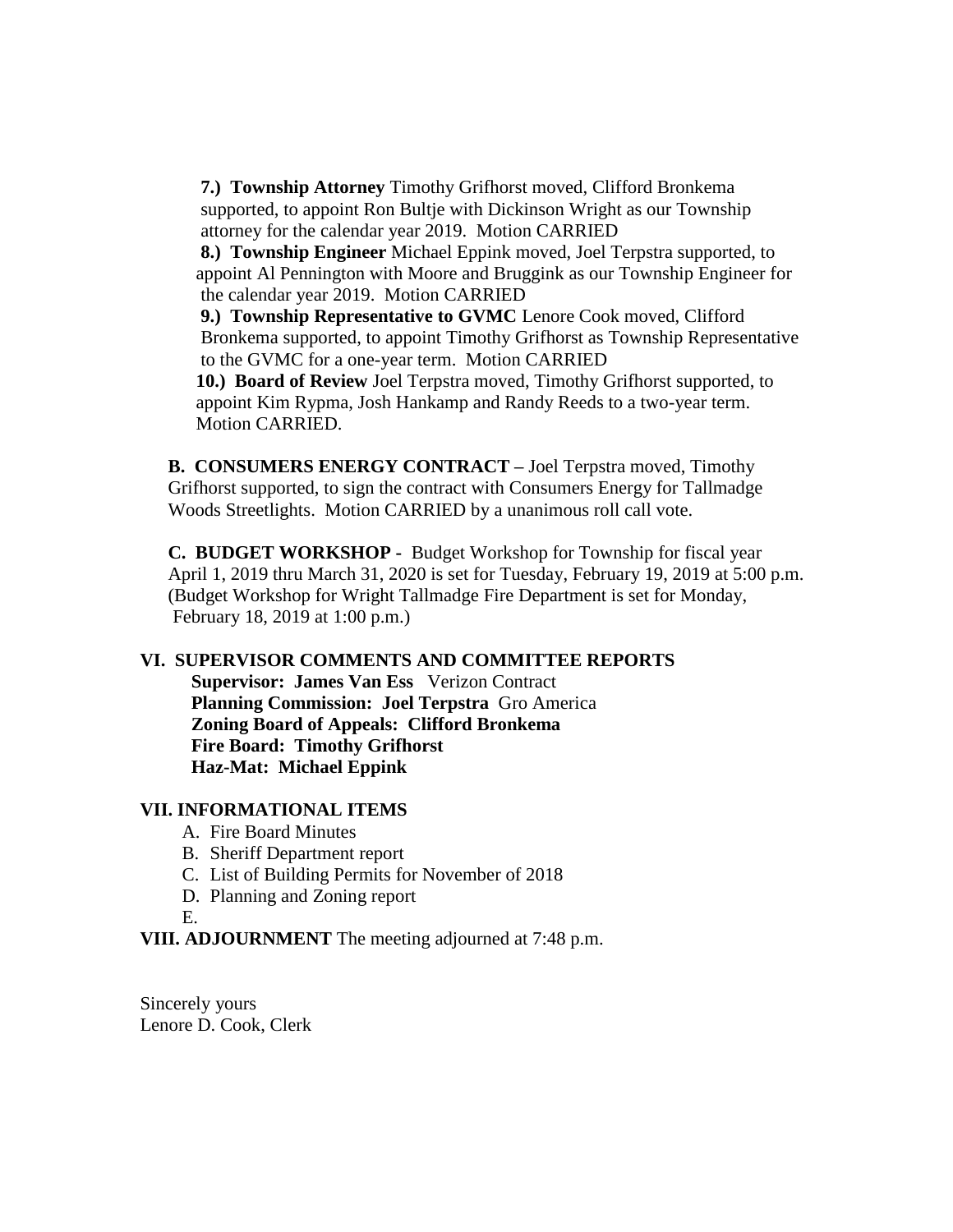**7.) Township Attorney** Timothy Grifhorst moved, Clifford Bronkema supported, to appoint Ron Bultje with Dickinson Wright as our Township attorney for the calendar year 2019. Motion CARRIED

**8.) Township Engineer** Michael Eppink moved, Joel Terpstra supported, to appoint Al Pennington with Moore and Bruggink as our Township Engineer for the calendar year 2019. Motion CARRIED

**9.) Township Representative to GVMC** Lenore Cook moved, Clifford Bronkema supported, to appoint Timothy Grifhorst as Township Representative to the GVMC for a one-year term. Motion CARRIED

**10.) Board of Review** Joel Terpstra moved, Timothy Grifhorst supported, to appoint Kim Rypma, Josh Hankamp and Randy Reeds to a two-year term. Motion CARRIED.

**B. CONSUMERS ENERGY CONTRACT –** Joel Terpstra moved, Timothy Grifhorst supported, to sign the contract with Consumers Energy for Tallmadge Woods Streetlights. Motion CARRIED by a unanimous roll call vote.

**C. BUDGET WORKSHOP -** Budget Workshop for Township for fiscal year April 1, 2019 thru March 31, 2020 is set for Tuesday, February 19, 2019 at 5:00 p.m. (Budget Workshop for Wright Tallmadge Fire Department is set for Monday, February 18, 2019 at 1:00 p.m.)

## VI. SUPERVISOR COMMENTS AND COMMITTEE REPORTS

**Supervisor: James Van Ess** Verizon Contract
**Planning Commission: Joel Terpstra** Gro America
**Zoning Board of Appeals: Clifford Bronkema**
**Fire Board: Timothy Grifhorst**
**Haz-Mat: Michael Eppink**

## VII. INFORMATIONAL ITEMS

A. Fire Board Minutes
B. Sheriff Department report
C. List of Building Permits for November of 2018
D. Planning and Zoning report
E.

**VIII. ADJOURNMENT** The meeting adjourned at 7:48 p.m.

Sincerely yours
Lenore D. Cook, Clerk